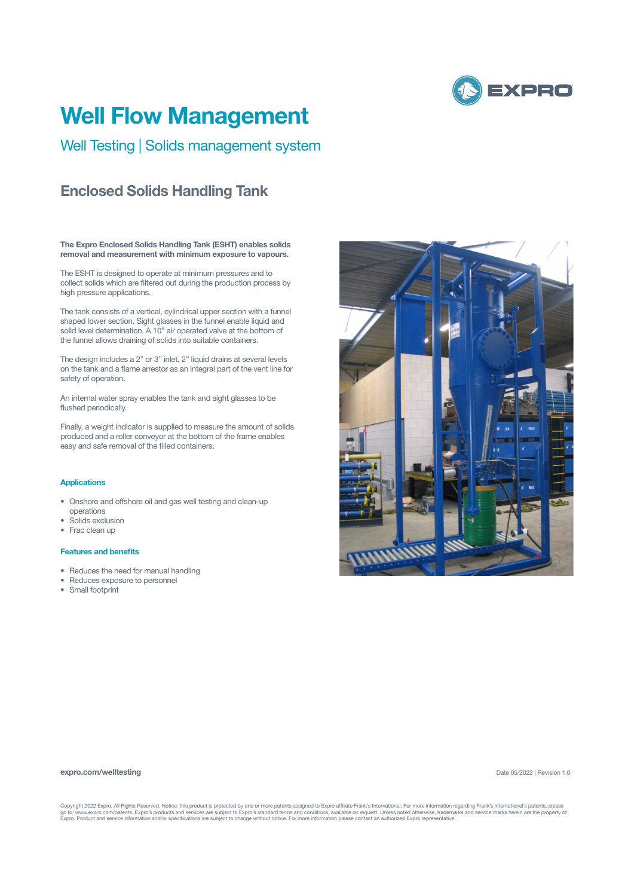# Well Flow Management

## Well Testing | Solids management system

### Enclosed Solids Handling Tank

**The Expro Enclosed Solids Handling Tank (ESHT) enables solids removal and measurement with minimum exposure to vapours.**

The ESHT is designed to operate at minimum pressures and to collect solids which are filtered out during the production process by high pressure applications.

The tank consists of a vertical, cylindrical upper section with a funnel shaped lower section. Sight glasses in the funnel enable liquid and solid level determination. A 10" air operated valve at the bottom of the funnel allows draining of solids into suitable containers.

The design includes a 2" or 3" inlet, 2" liquid drains at several levels on the tank and a flame arrestor as an integral part of the vent line for safety of operation.

An internal water spray enables the tank and sight glasses to be flushed periodically.

Finally, a weight indicator is supplied to measure the amount of solids produced and a roller conveyor at the bottom of the frame enables easy and safe removal of the filled containers.

#### Applications

- Onshore and offshore oil and gas well testing and clean-up operations
- Solids exclusion
- Frac clean up

#### Features and benefits

- Reduces the need for manual handling
- Reduces exposure to personnel
- Small footprint

**expro.com/welltesting**

Date 05/2022 | Revision 1.0

Copyright 2022 Expro. All Rights Reserved. Notice: this product is protected by one or more patents assigned to Expro affiliate Frank's International. For more information regarding Frank's International's patents, please go to: www.expro.com/patents. Expro's products and services are subject to Expro's standard terms and conditions, available on request. Unless noted otherwise, trademarks and service marks herein are the property of Expro. Product and service information and/or specifications are subject to change without notice. For more information please contact an authorized Expro representative.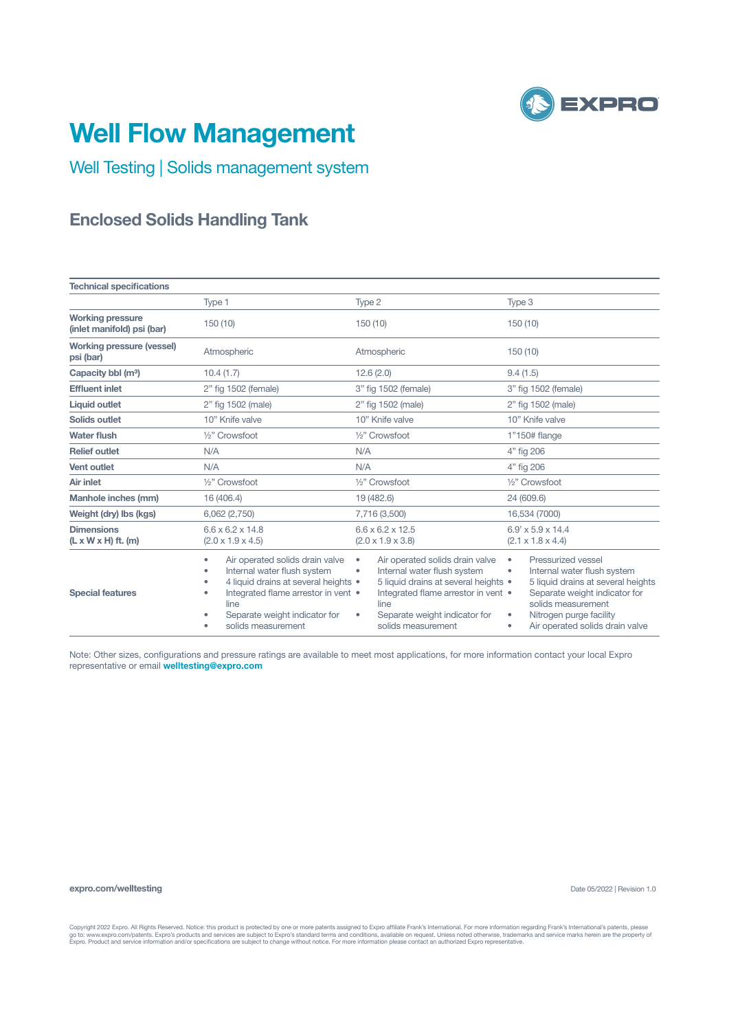# Well Flow Management

Well Testing | Solids management system

## Enclosed Solids Handling Tank

| Technical specifications | | | |
|---|---|---|---|
| | Type 1 | Type 2 | Type 3 |
| **Working pressure (inlet manifold) psi (bar)** | 150 (10) | 150 (10) | 150 (10) |
| **Working pressure (vessel) psi (bar)** | Atmospheric | Atmospheric | 150 (10) |
| **Capacity bbl (m³)** | 10.4 (1.7) | 12.6 (2.0) | 9.4 (1.5) |
| **Effluent inlet** | 2" fig 1502 (female) | 3" fig 1502 (female) | 3" fig 1502 (female) |
| **Liquid outlet** | 2" fig 1502 (male) | 2" fig 1502 (male) | 2" fig 1502 (male) |
| **Solids outlet** | 10" Knife valve | 10" Knife valve | 10" Knife valve |
| **Water flush** | ½" Crowsfoot | ½" Crowsfoot | 1"150# flange |
| **Relief outlet** | N/A | N/A | 4" fig 206 |
| **Vent outlet** | N/A | N/A | 4" fig 206 |
| **Air inlet** | ½" Crowsfoot | ½" Crowsfoot | ½" Crowsfoot |
| **Manhole inches (mm)** | 16 (406.4) | 19 (482.6) | 24 (609.6) |
| **Weight (dry) lbs (kgs)** | 6,062 (2,750) | 7,716 (3,500) | 16,534 (7000) |
| **Dimensions (L x W x H) ft. (m)** | 6.6 x 6.2 x 14.8 (2.0 x 1.9 x 4.5) | 6.6 x 6.2 x 12.5 (2.0 x 1.9 x 3.8) | 6.9' x 5.9 x 14.4 (2.1 x 1.8 x 4.4) |
| **Special features** | • Air operated solids drain valve<br>• Internal water flush system<br>• 4 liquid drains at several heights<br>• Integrated flame arrestor in vent line<br>• Separate weight indicator for solids measurement | • Air operated solids drain valve<br>• Internal water flush system<br>• 5 liquid drains at several heights<br>• Integrated flame arrestor in vent line<br>• Separate weight indicator for solids measurement | • Pressurized vessel<br>• Internal water flush system<br>• 5 liquid drains at several heights<br>• Separate weight indicator for solids measurement<br>• Nitrogen purge facility<br>• Air operated solids drain valve |

Note: Other sizes, configurations and pressure ratings are available to meet most applications, for more information contact your local Expro representative or email **welltesting@expro.com**

**expro.com/welltesting**

Date 05/2022 | Revision 1.0

Copyright 2022 Expro. All Rights Reserved. Notice: this product is protected by one or more patents assigned to Expro affiliate Frank's International. For more information regarding Frank's International's patents, please go to: www.expro.com/patents. Expro's products and services are subject to Expro's standard terms and conditions, available on request. Unless noted otherwise, trademarks and service marks herein are the property of Expro. Product and service information and/or specifications are subject to change without notice. For more information please contact an authorized Expro representative.